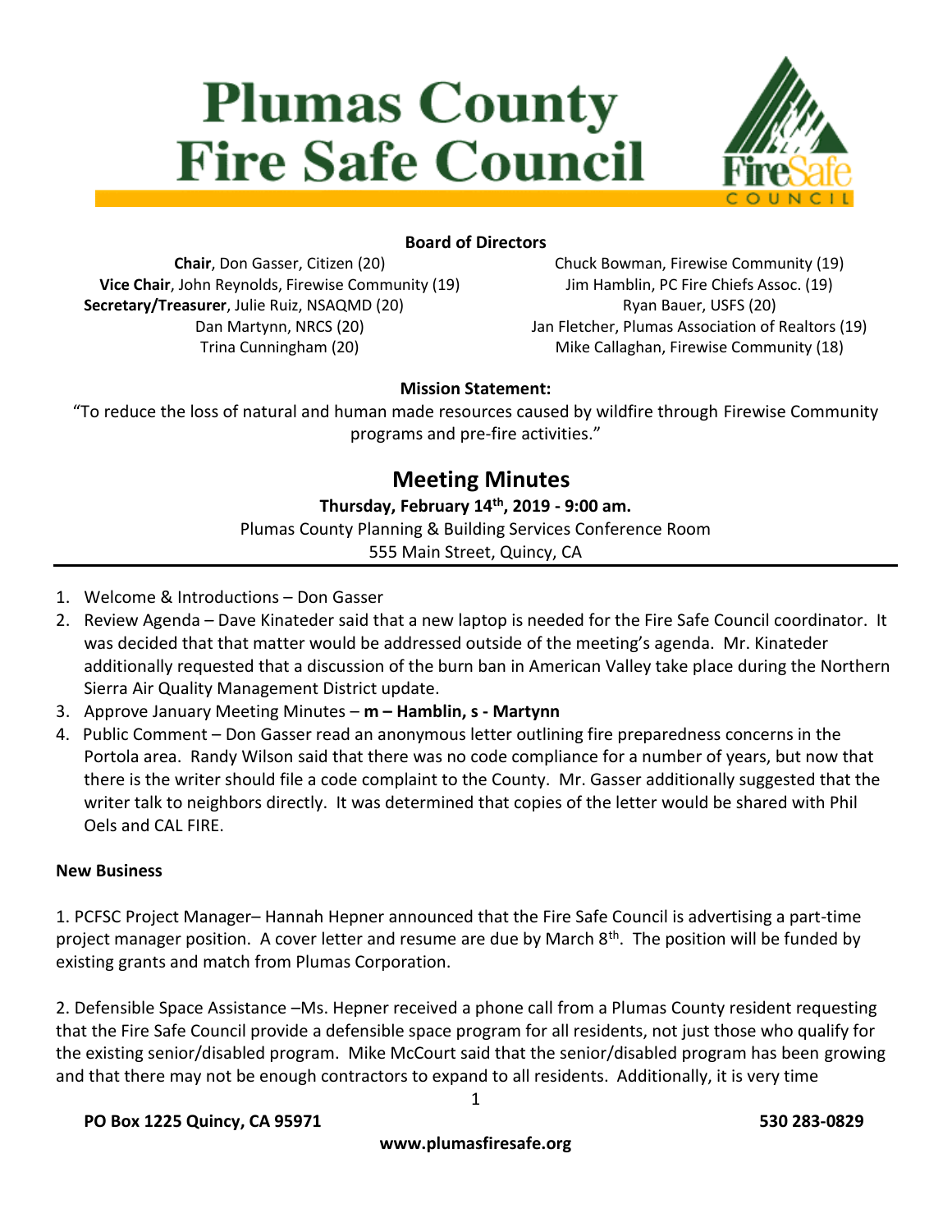# Plumas County Fire Safe Council

**Board of Directors**

**Chair**, Don Gasser, Citizen (20)
**Vice Chair**, John Reynolds, Firewise Community (19)
**Secretary/Treasurer**, Julie Ruiz, NSAQMD (20)
Dan Martynn, NRCS (20)
Trina Cunningham (20)
Chuck Bowman, Firewise Community (19)
Jim Hamblin, PC Fire Chiefs Assoc. (19)
Ryan Bauer, USFS (20)
Jan Fletcher, Plumas Association of Realtors (19)
Mike Callaghan, Firewise Community (18)

**Mission Statement:**

"To reduce the loss of natural and human made resources caused by wildfire through Firewise Community programs and pre-fire activities."

## Meeting Minutes

**Thursday, February 14th, 2019 - 9:00 am.**
Plumas County Planning & Building Services Conference Room
555 Main Street, Quincy, CA

1. Welcome & Introductions – Don Gasser
2. Review Agenda – Dave Kinateder said that a new laptop is needed for the Fire Safe Council coordinator. It was decided that that matter would be addressed outside of the meeting's agenda. Mr. Kinateder additionally requested that a discussion of the burn ban in American Valley take place during the Northern Sierra Air Quality Management District update.
3. Approve January Meeting Minutes – **m – Hamblin, s - Martynn**
4. Public Comment – Don Gasser read an anonymous letter outlining fire preparedness concerns in the Portola area. Randy Wilson said that there was no code compliance for a number of years, but now that there is the writer should file a code complaint to the County. Mr. Gasser additionally suggested that the writer talk to neighbors directly. It was determined that copies of the letter would be shared with Phil Oels and CAL FIRE.

**New Business**

1. PCFSC Project Manager– Hannah Hepner announced that the Fire Safe Council is advertising a part-time project manager position. A cover letter and resume are due by March 8th. The position will be funded by existing grants and match from Plumas Corporation.

2. Defensible Space Assistance –Ms. Hepner received a phone call from a Plumas County resident requesting that the Fire Safe Council provide a defensible space program for all residents, not just those who qualify for the existing senior/disabled program. Mike McCourt said that the senior/disabled program has been growing and that there may not be enough contractors to expand to all residents. Additionally, it is very time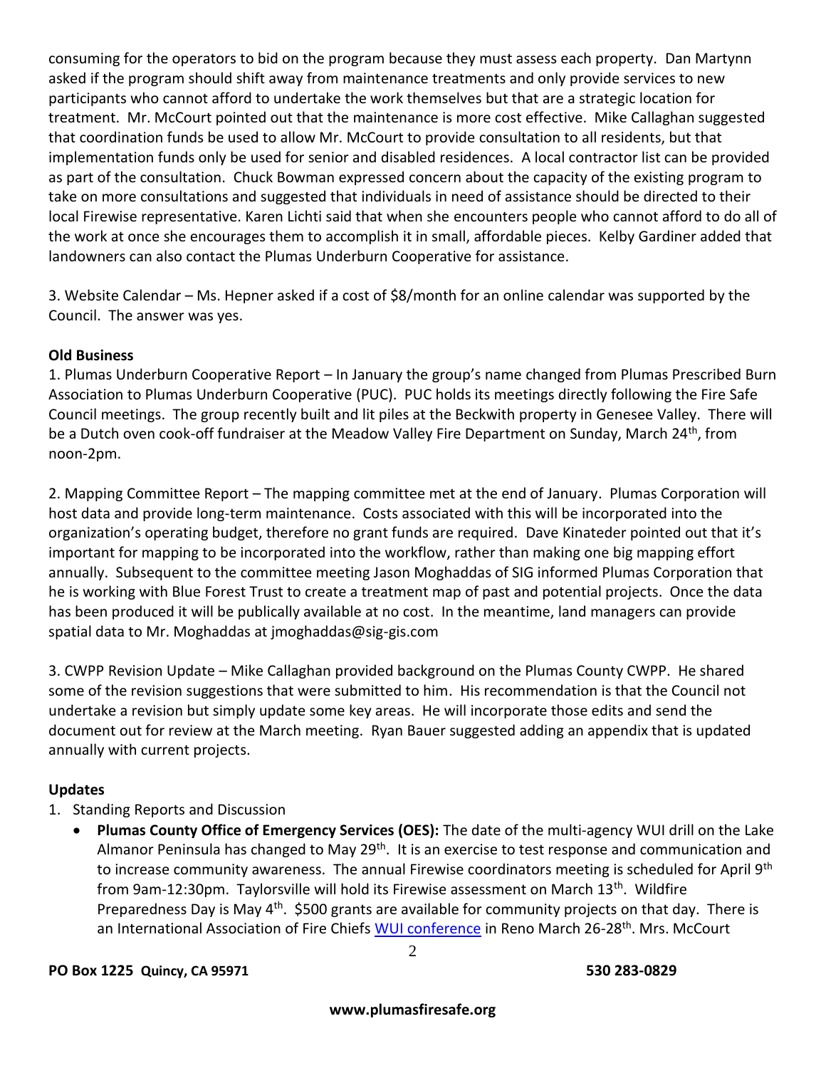consuming for the operators to bid on the program because they must assess each property. Dan Martynn asked if the program should shift away from maintenance treatments and only provide services to new participants who cannot afford to undertake the work themselves but that are a strategic location for treatment. Mr. McCourt pointed out that the maintenance is more cost effective. Mike Callaghan suggested that coordination funds be used to allow Mr. McCourt to provide consultation to all residents, but that implementation funds only be used for senior and disabled residences. A local contractor list can be provided as part of the consultation. Chuck Bowman expressed concern about the capacity of the existing program to take on more consultations and suggested that individuals in need of assistance should be directed to their local Firewise representative. Karen Lichti said that when she encounters people who cannot afford to do all of the work at once she encourages them to accomplish it in small, affordable pieces. Kelby Gardiner added that landowners can also contact the Plumas Underburn Cooperative for assistance.

3. Website Calendar – Ms. Hepner asked if a cost of $8/month for an online calendar was supported by the Council. The answer was yes.

**Old Business**

1. Plumas Underburn Cooperative Report – In January the group's name changed from Plumas Prescribed Burn Association to Plumas Underburn Cooperative (PUC). PUC holds its meetings directly following the Fire Safe Council meetings. The group recently built and lit piles at the Beckwith property in Genesee Valley. There will be a Dutch oven cook-off fundraiser at the Meadow Valley Fire Department on Sunday, March 24th, from noon-2pm.

2. Mapping Committee Report – The mapping committee met at the end of January. Plumas Corporation will host data and provide long-term maintenance. Costs associated with this will be incorporated into the organization's operating budget, therefore no grant funds are required. Dave Kinateder pointed out that it's important for mapping to be incorporated into the workflow, rather than making one big mapping effort annually. Subsequent to the committee meeting Jason Moghaddas of SIG informed Plumas Corporation that he is working with Blue Forest Trust to create a treatment map of past and potential projects. Once the data has been produced it will be publically available at no cost. In the meantime, land managers can provide spatial data to Mr. Moghaddas at jmoghaddas@sig-gis.com

3. CWPP Revision Update – Mike Callaghan provided background on the Plumas County CWPP. He shared some of the revision suggestions that were submitted to him. His recommendation is that the Council not undertake a revision but simply update some key areas. He will incorporate those edits and send the document out for review at the March meeting. Ryan Bauer suggested adding an appendix that is updated annually with current projects.

**Updates**

1. Standing Reports and Discussion
   - **Plumas County Office of Emergency Services (OES):** The date of the multi-agency WUI drill on the Lake Almanor Peninsula has changed to May 29th. It is an exercise to test response and communication and to increase community awareness. The annual Firewise coordinators meeting is scheduled for April 9th from 9am-12:30pm. Taylorsville will hold its Firewise assessment on March 13th. Wildfire Preparedness Day is May 4th. $500 grants are available for community projects on that day. There is an International Association of Fire Chiefs WUI conference in Reno March 26-28th. Mrs. McCourt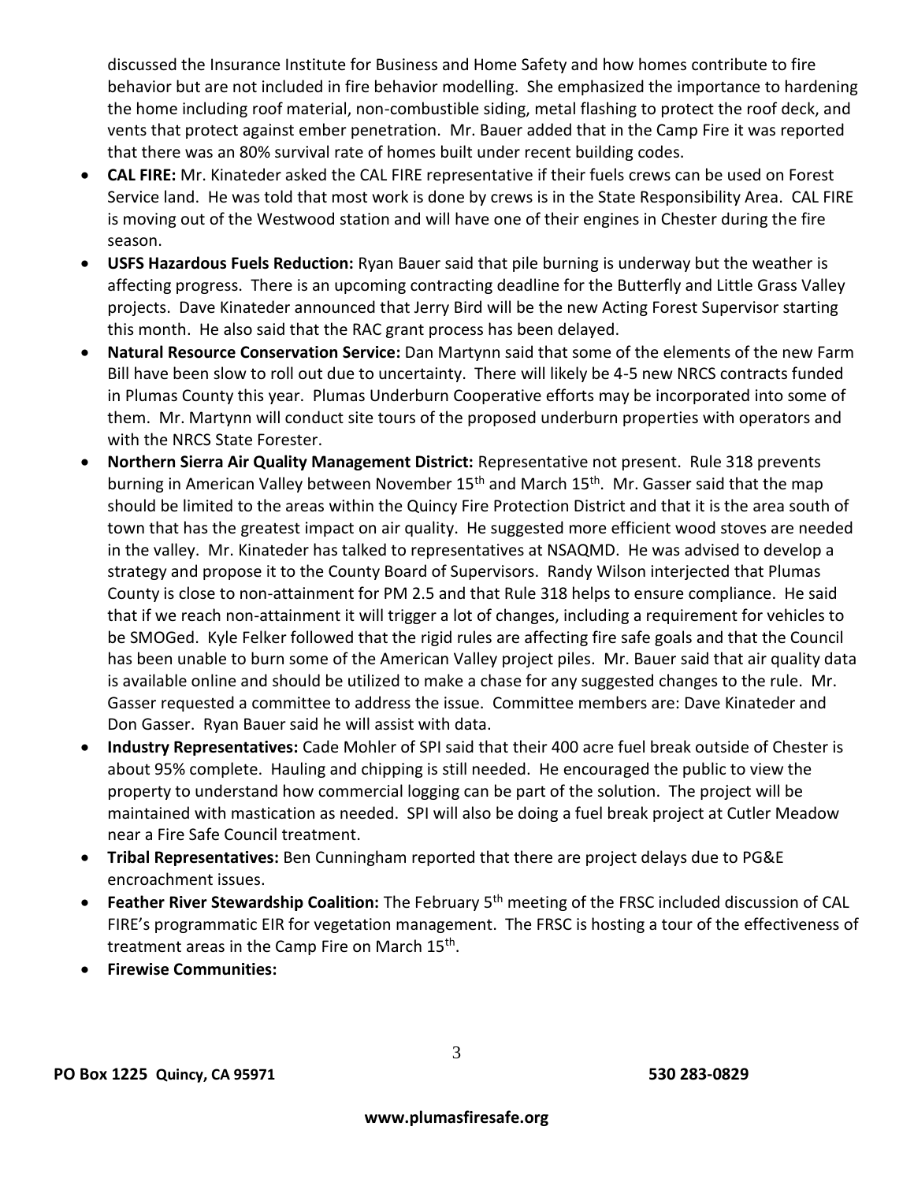discussed the Insurance Institute for Business and Home Safety and how homes contribute to fire behavior but are not included in fire behavior modelling. She emphasized the importance to hardening the home including roof material, non-combustible siding, metal flashing to protect the roof deck, and vents that protect against ember penetration. Mr. Bauer added that in the Camp Fire it was reported that there was an 80% survival rate of homes built under recent building codes.

- **CAL FIRE:** Mr. Kinateder asked the CAL FIRE representative if their fuels crews can be used on Forest Service land. He was told that most work is done by crews is in the State Responsibility Area. CAL FIRE is moving out of the Westwood station and will have one of their engines in Chester during the fire season.
- **USFS Hazardous Fuels Reduction:** Ryan Bauer said that pile burning is underway but the weather is affecting progress. There is an upcoming contracting deadline for the Butterfly and Little Grass Valley projects. Dave Kinateder announced that Jerry Bird will be the new Acting Forest Supervisor starting this month. He also said that the RAC grant process has been delayed.
- **Natural Resource Conservation Service:** Dan Martynn said that some of the elements of the new Farm Bill have been slow to roll out due to uncertainty. There will likely be 4-5 new NRCS contracts funded in Plumas County this year. Plumas Underburn Cooperative efforts may be incorporated into some of them. Mr. Martynn will conduct site tours of the proposed underburn properties with operators and with the NRCS State Forester.
- **Northern Sierra Air Quality Management District:** Representative not present. Rule 318 prevents burning in American Valley between November 15th and March 15th. Mr. Gasser said that the map should be limited to the areas within the Quincy Fire Protection District and that it is the area south of town that has the greatest impact on air quality. He suggested more efficient wood stoves are needed in the valley. Mr. Kinateder has talked to representatives at NSAQMD. He was advised to develop a strategy and propose it to the County Board of Supervisors. Randy Wilson interjected that Plumas County is close to non-attainment for PM 2.5 and that Rule 318 helps to ensure compliance. He said that if we reach non-attainment it will trigger a lot of changes, including a requirement for vehicles to be SMOGed. Kyle Felker followed that the rigid rules are affecting fire safe goals and that the Council has been unable to burn some of the American Valley project piles. Mr. Bauer said that air quality data is available online and should be utilized to make a chase for any suggested changes to the rule. Mr. Gasser requested a committee to address the issue. Committee members are: Dave Kinateder and Don Gasser. Ryan Bauer said he will assist with data.
- **Industry Representatives:** Cade Mohler of SPI said that their 400 acre fuel break outside of Chester is about 95% complete. Hauling and chipping is still needed. He encouraged the public to view the property to understand how commercial logging can be part of the solution. The project will be maintained with mastication as needed. SPI will also be doing a fuel break project at Cutler Meadow near a Fire Safe Council treatment.
- **Tribal Representatives:** Ben Cunningham reported that there are project delays due to PG&E encroachment issues.
- **Feather River Stewardship Coalition:** The February 5th meeting of the FRSC included discussion of CAL FIRE's programmatic EIR for vegetation management. The FRSC is hosting a tour of the effectiveness of treatment areas in the Camp Fire on March 15th.
- **Firewise Communities:**

**PO Box 1225 Quincy, CA 95971** **530 283-0829**

**www.plumasfiresafe.org**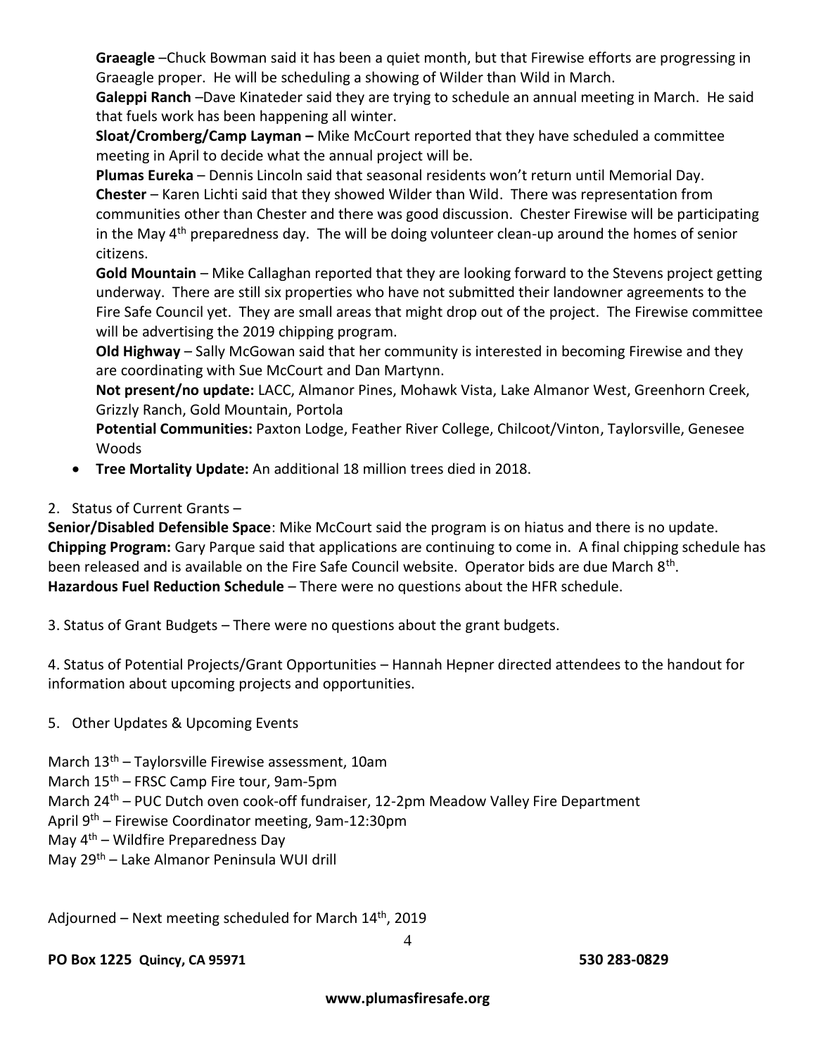**Graeagle** –Chuck Bowman said it has been a quiet month, but that Firewise efforts are progressing in Graeagle proper. He will be scheduling a showing of Wilder than Wild in March.

**Galeppi Ranch** –Dave Kinateder said they are trying to schedule an annual meeting in March. He said that fuels work has been happening all winter.

**Sloat/Cromberg/Camp Layman –** Mike McCourt reported that they have scheduled a committee meeting in April to decide what the annual project will be.

**Plumas Eureka** – Dennis Lincoln said that seasonal residents won't return until Memorial Day.

**Chester** – Karen Lichti said that they showed Wilder than Wild. There was representation from communities other than Chester and there was good discussion. Chester Firewise will be participating in the May 4th preparedness day. The will be doing volunteer clean-up around the homes of senior citizens.

**Gold Mountain** – Mike Callaghan reported that they are looking forward to the Stevens project getting underway. There are still six properties who have not submitted their landowner agreements to the Fire Safe Council yet. They are small areas that might drop out of the project. The Firewise committee will be advertising the 2019 chipping program.

**Old Highway** – Sally McGowan said that her community is interested in becoming Firewise and they are coordinating with Sue McCourt and Dan Martynn.

**Not present/no update:** LACC, Almanor Pines, Mohawk Vista, Lake Almanor West, Greenhorn Creek, Grizzly Ranch, Gold Mountain, Portola

**Potential Communities:** Paxton Lodge, Feather River College, Chilcoot/Vinton, Taylorsville, Genesee Woods

- **Tree Mortality Update:** An additional 18 million trees died in 2018.

2. Status of Current Grants –

**Senior/Disabled Defensible Space**: Mike McCourt said the program is on hiatus and there is no update.
**Chipping Program:** Gary Parque said that applications are continuing to come in. A final chipping schedule has been released and is available on the Fire Safe Council website. Operator bids are due March 8th.
**Hazardous Fuel Reduction Schedule** – There were no questions about the HFR schedule.

3. Status of Grant Budgets – There were no questions about the grant budgets.

4. Status of Potential Projects/Grant Opportunities – Hannah Hepner directed attendees to the handout for information about upcoming projects and opportunities.

5. Other Updates & Upcoming Events

March 13th – Taylorsville Firewise assessment, 10am
March 15th – FRSC Camp Fire tour, 9am-5pm
March 24th – PUC Dutch oven cook-off fundraiser, 12-2pm Meadow Valley Fire Department
April 9th – Firewise Coordinator meeting, 9am-12:30pm
May 4th – Wildfire Preparedness Day
May 29th – Lake Almanor Peninsula WUI drill

Adjourned – Next meeting scheduled for March 14th, 2019

**PO Box 1225 Quincy, CA 95971** **530 283-0829**

**www.plumasfiresafe.org**